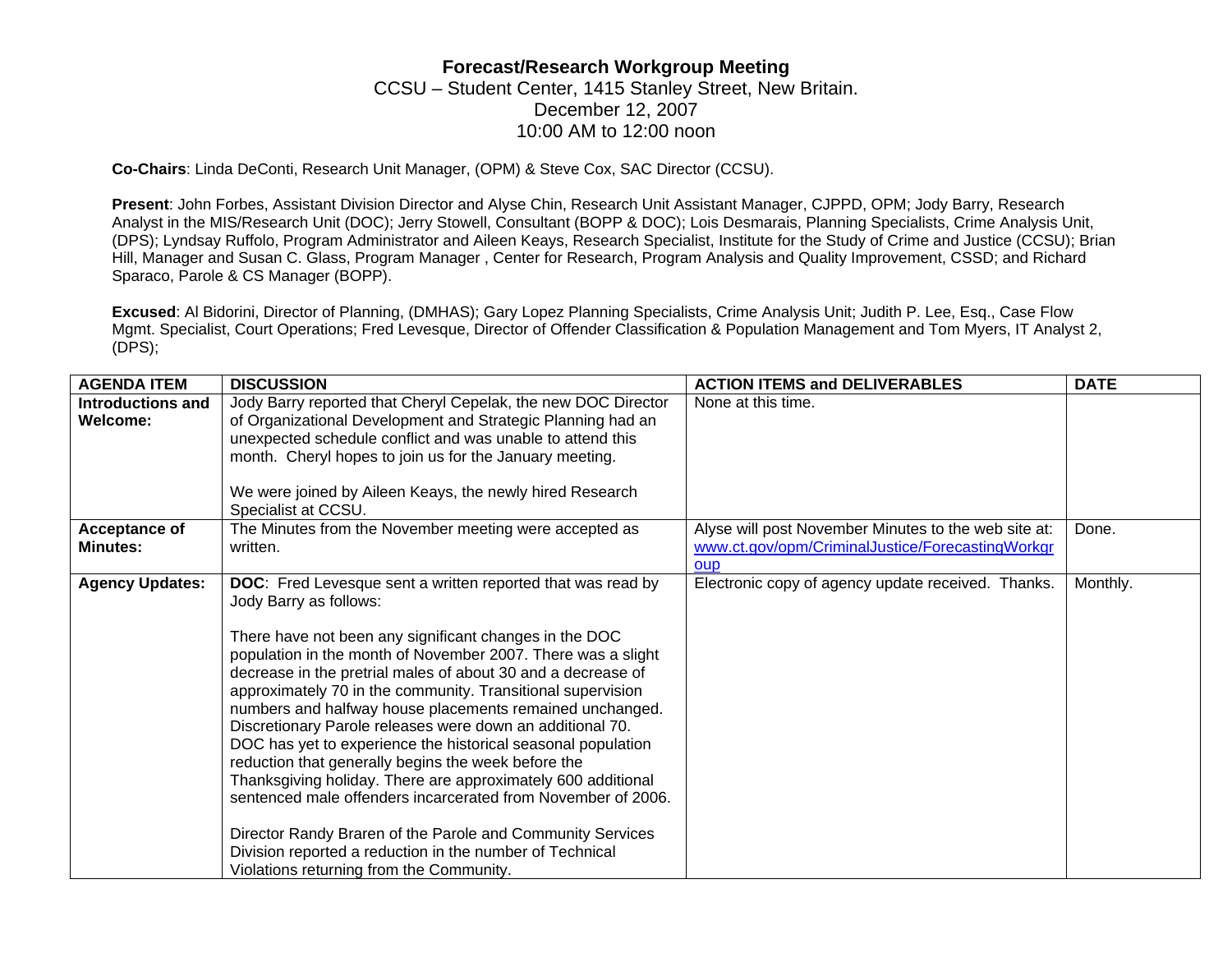# Forecast/Research Workgroup Meeting

CCSU – Student Center, 1415 Stanley Street, New Britain.
December 12, 2007
10:00 AM to 12:00 noon

**Co-Chairs**: Linda DeConti, Research Unit Manager, (OPM) & Steve Cox, SAC Director (CCSU).

**Present**: John Forbes, Assistant Division Director and Alyse Chin, Research Unit Assistant Manager, CJPPD, OPM; Jody Barry, Research Analyst in the MIS/Research Unit (DOC); Jerry Stowell, Consultant (BOPP & DOC); Lois Desmarais, Planning Specialists, Crime Analysis Unit, (DPS); Lyndsay Ruffolo, Program Administrator and Aileen Keays, Research Specialist, Institute for the Study of Crime and Justice (CCSU); Brian Hill, Manager and Susan C. Glass, Program Manager , Center for Research, Program Analysis and Quality Improvement, CSSD; and Richard Sparaco, Parole & CS Manager (BOPP).

**Excused**: Al Bidorini, Director of Planning, (DMHAS); Gary Lopez Planning Specialists, Crime Analysis Unit; Judith P. Lee, Esq., Case Flow Mgmt. Specialist, Court Operations; Fred Levesque, Director of Offender Classification & Population Management and Tom Myers, IT Analyst 2, (DPS);

| AGENDA ITEM | DISCUSSION | ACTION ITEMS and DELIVERABLES | DATE |
|---|---|---|---|
| **Introductions and Welcome:** | Jody Barry reported that Cheryl Cepelak, the new DOC Director of Organizational Development and Strategic Planning had an unexpected schedule conflict and was unable to attend this month. Cheryl hopes to join us for the January meeting.<br><br>We were joined by Aileen Keays, the newly hired Research Specialist at CCSU. | None at this time. | |
| **Acceptance of Minutes:** | The Minutes from the November meeting were accepted as written. | Alyse will post November Minutes to the web site at: www.ct.gov/opm/CriminalJustice/ForecastingWorkgroup | Done. |
| **Agency Updates:** | **DOC**: Fred Levesque sent a written reported that was read by Jody Barry as follows:<br><br>There have not been any significant changes in the DOC population in the month of November 2007. There was a slight decrease in the pretrial males of about 30 and a decrease of approximately 70 in the community. Transitional supervision numbers and halfway house placements remained unchanged. Discretionary Parole releases were down an additional 70. DOC has yet to experience the historical seasonal population reduction that generally begins the week before the Thanksgiving holiday. There are approximately 600 additional sentenced male offenders incarcerated from November of 2006.<br><br>Director Randy Braren of the Parole and Community Services Division reported a reduction in the number of Technical Violations returning from the Community. | Electronic copy of agency update received. Thanks. | Monthly. |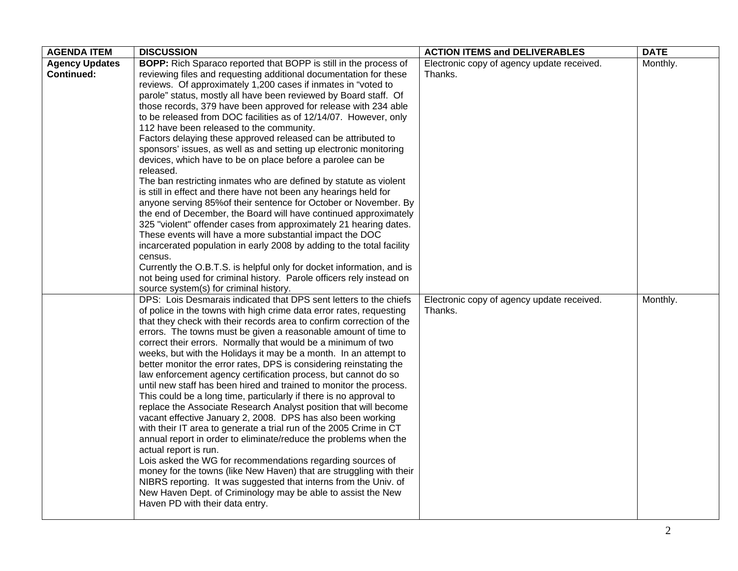| AGENDA ITEM | DISCUSSION | ACTION ITEMS and DELIVERABLES | DATE |
|---|---|---|---|
| **Agency Updates Continued:** | **BOPP:** Rich Sparaco reported that BOPP is still in the process of reviewing files and requesting additional documentation for these reviews. Of approximately 1,200 cases if inmates in "voted to parole" status, mostly all have been reviewed by Board staff. Of those records, 379 have been approved for release with 234 able to be released from DOC facilities as of 12/14/07. However, only 112 have been released to the community.<br>Factors delaying these approved released can be attributed to sponsors' issues, as well as and setting up electronic monitoring devices, which have to be on place before a parolee can be released.<br>The ban restricting inmates who are defined by statute as violent is still in effect and there have not been any hearings held for anyone serving 85%of their sentence for October or November. By the end of December, the Board will have continued approximately 325 "violent" offender cases from approximately 21 hearing dates. These events will have a more substantial impact the DOC incarcerated population in early 2008 by adding to the total facility census.<br>Currently the O.B.T.S. is helpful only for docket information, and is not being used for criminal history. Parole officers rely instead on source system(s) for criminal history. | Electronic copy of agency update received. Thanks. | Monthly. |
| | DPS: Lois Desmarais indicated that DPS sent letters to the chiefs of police in the towns with high crime data error rates, requesting that they check with their records area to confirm correction of the errors. The towns must be given a reasonable amount of time to correct their errors. Normally that would be a minimum of two weeks, but with the Holidays it may be a month. In an attempt to better monitor the error rates, DPS is considering reinstating the law enforcement agency certification process, but cannot do so until new staff has been hired and trained to monitor the process. This could be a long time, particularly if there is no approval to replace the Associate Research Analyst position that will become vacant effective January 2, 2008. DPS has also been working with their IT area to generate a trial run of the 2005 Crime in CT annual report in order to eliminate/reduce the problems when the actual report is run.<br>Lois asked the WG for recommendations regarding sources of money for the towns (like New Haven) that are struggling with their NIBRS reporting. It was suggested that interns from the Univ. of New Haven Dept. of Criminology may be able to assist the New Haven PD with their data entry. | Electronic copy of agency update received. Thanks. | Monthly. |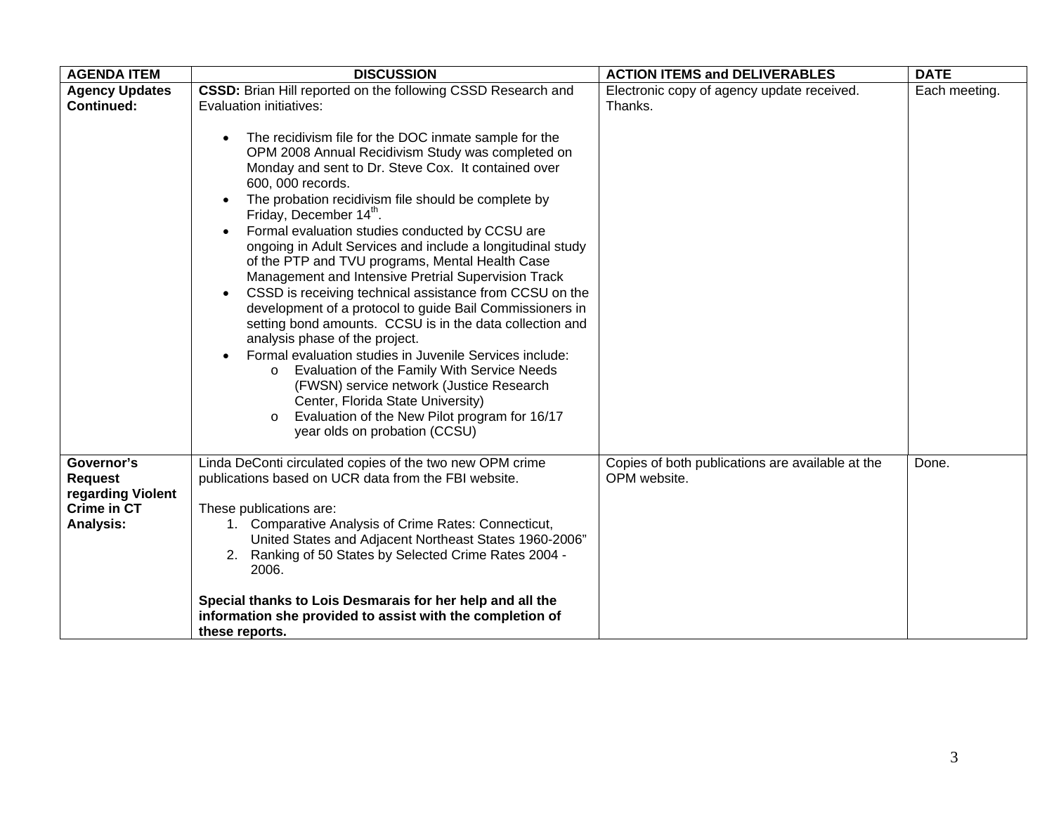| AGENDA ITEM | DISCUSSION | ACTION ITEMS and DELIVERABLES | DATE |
|---|---|---|---|
| **Agency Updates Continued:** | **CSSD:** Brian Hill reported on the following CSSD Research and Evaluation initiatives:<br><br>• The recidivism file for the DOC inmate sample for the OPM 2008 Annual Recidivism Study was completed on Monday and sent to Dr. Steve Cox. It contained over 600, 000 records.<br>• The probation recidivism file should be complete by Friday, December 14th.<br>• Formal evaluation studies conducted by CCSU are ongoing in Adult Services and include a longitudinal study of the PTP and TVU programs, Mental Health Case Management and Intensive Pretrial Supervision Track<br>• CSSD is receiving technical assistance from CCSU on the development of a protocol to guide Bail Commissioners in setting bond amounts. CCSU is in the data collection and analysis phase of the project.<br>• Formal evaluation studies in Juvenile Services include:<br>&nbsp;&nbsp;&nbsp;&nbsp;o Evaluation of the Family With Service Needs (FWSN) service network (Justice Research Center, Florida State University)<br>&nbsp;&nbsp;&nbsp;&nbsp;o Evaluation of the New Pilot program for 16/17 year olds on probation (CCSU) | Electronic copy of agency update received. Thanks. | Each meeting. |
| **Governor's Request regarding Violent Crime in CT Analysis:** | Linda DeConti circulated copies of the two new OPM crime publications based on UCR data from the FBI website.<br><br>These publications are:<br>1. Comparative Analysis of Crime Rates: Connecticut, United States and Adjacent Northeast States 1960-2006"<br>2. Ranking of 50 States by Selected Crime Rates 2004 - 2006.<br><br>**Special thanks to Lois Desmarais for her help and all the information she provided to assist with the completion of these reports.** | Copies of both publications are available at the OPM website. | Done. |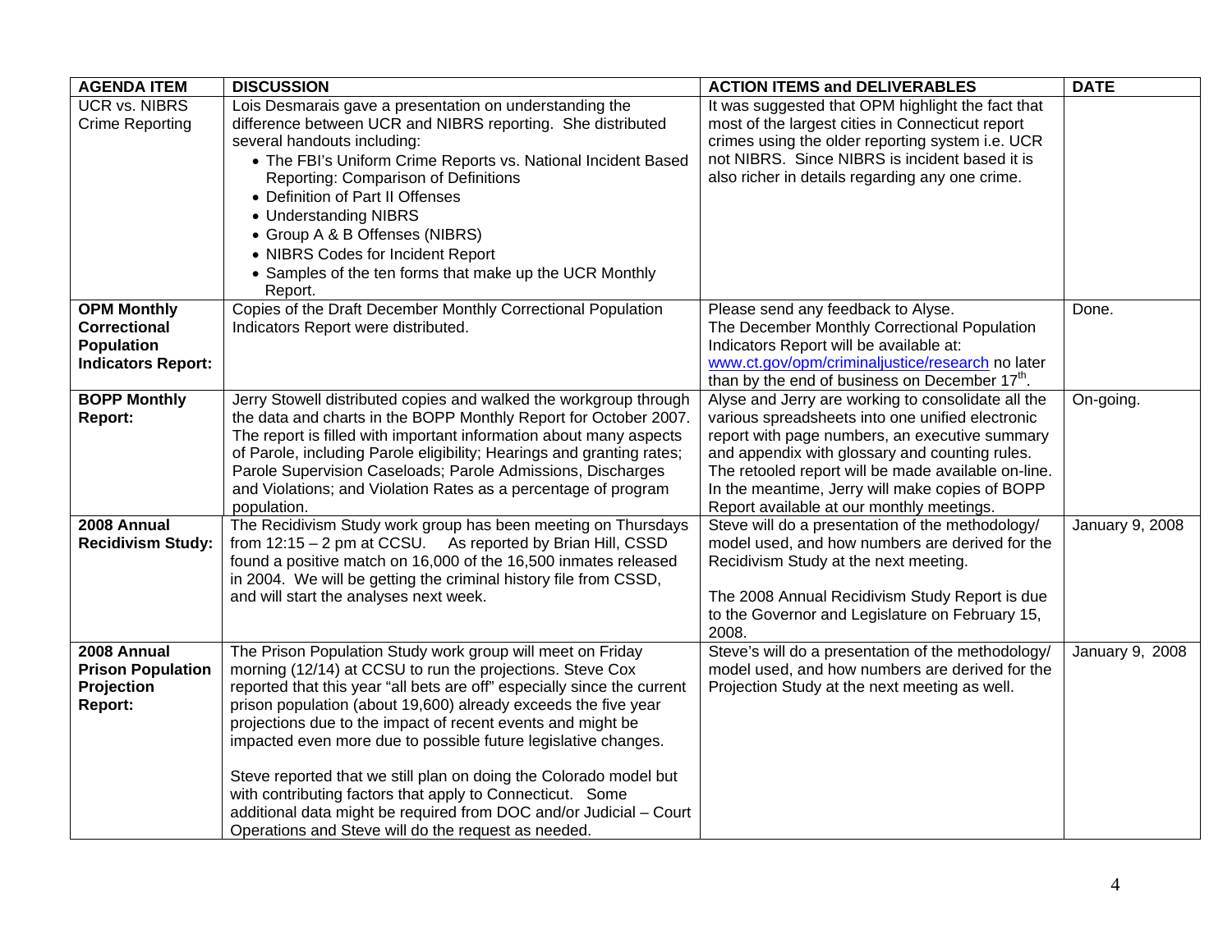| AGENDA ITEM | DISCUSSION | ACTION ITEMS and DELIVERABLES | DATE |
|---|---|---|---|
| UCR vs. NIBRS Crime Reporting | Lois Desmarais gave a presentation on understanding the difference between UCR and NIBRS reporting. She distributed several handouts including:<br>• The FBI's Uniform Crime Reports vs. National Incident Based Reporting: Comparison of Definitions<br>• Definition of Part II Offenses<br>• Understanding NIBRS<br>• Group A & B Offenses (NIBRS)<br>• NIBRS Codes for Incident Report<br>• Samples of the ten forms that make up the UCR Monthly Report. | It was suggested that OPM highlight the fact that most of the largest cities in Connecticut report crimes using the older reporting system i.e. UCR not NIBRS. Since NIBRS is incident based it is also richer in details regarding any one crime. | |
| **OPM Monthly Correctional Population Indicators Report:** | Copies of the Draft December Monthly Correctional Population Indicators Report were distributed. | Please send any feedback to Alyse.<br>The December Monthly Correctional Population Indicators Report will be available at: www.ct.gov/opm/criminaljustice/research no later than by the end of business on December 17th. | Done. |
| **BOPP Monthly Report:** | Jerry Stowell distributed copies and walked the workgroup through the data and charts in the BOPP Monthly Report for October 2007. The report is filled with important information about many aspects of Parole, including Parole eligibility; Hearings and granting rates; Parole Supervision Caseloads; Parole Admissions, Discharges and Violations; and Violation Rates as a percentage of program population. | Alyse and Jerry are working to consolidate all the various spreadsheets into one unified electronic report with page numbers, an executive summary and appendix with glossary and counting rules. The retooled report will be made available on-line. In the meantime, Jerry will make copies of BOPP Report available at our monthly meetings. | On-going. |
| **2008 Annual Recidivism Study:** | The Recidivism Study work group has been meeting on Thursdays from 12:15 – 2 pm at CCSU. As reported by Brian Hill, CSSD found a positive match on 16,000 of the 16,500 inmates released in 2004. We will be getting the criminal history file from CSSD, and will start the analyses next week. | Steve will do a presentation of the methodology/ model used, and how numbers are derived for the Recidivism Study at the next meeting.<br><br>The 2008 Annual Recidivism Study Report is due to the Governor and Legislature on February 15, 2008. | January 9, 2008 |
| **2008 Annual Prison Population Projection Report:** | The Prison Population Study work group will meet on Friday morning (12/14) at CCSU to run the projections. Steve Cox reported that this year "all bets are off" especially since the current prison population (about 19,600) already exceeds the five year projections due to the impact of recent events and might be impacted even more due to possible future legislative changes.<br><br>Steve reported that we still plan on doing the Colorado model but with contributing factors that apply to Connecticut. Some additional data might be required from DOC and/or Judicial – Court Operations and Steve will do the request as needed. | Steve's will do a presentation of the methodology/ model used, and how numbers are derived for the Projection Study at the next meeting as well. | January 9, 2008 |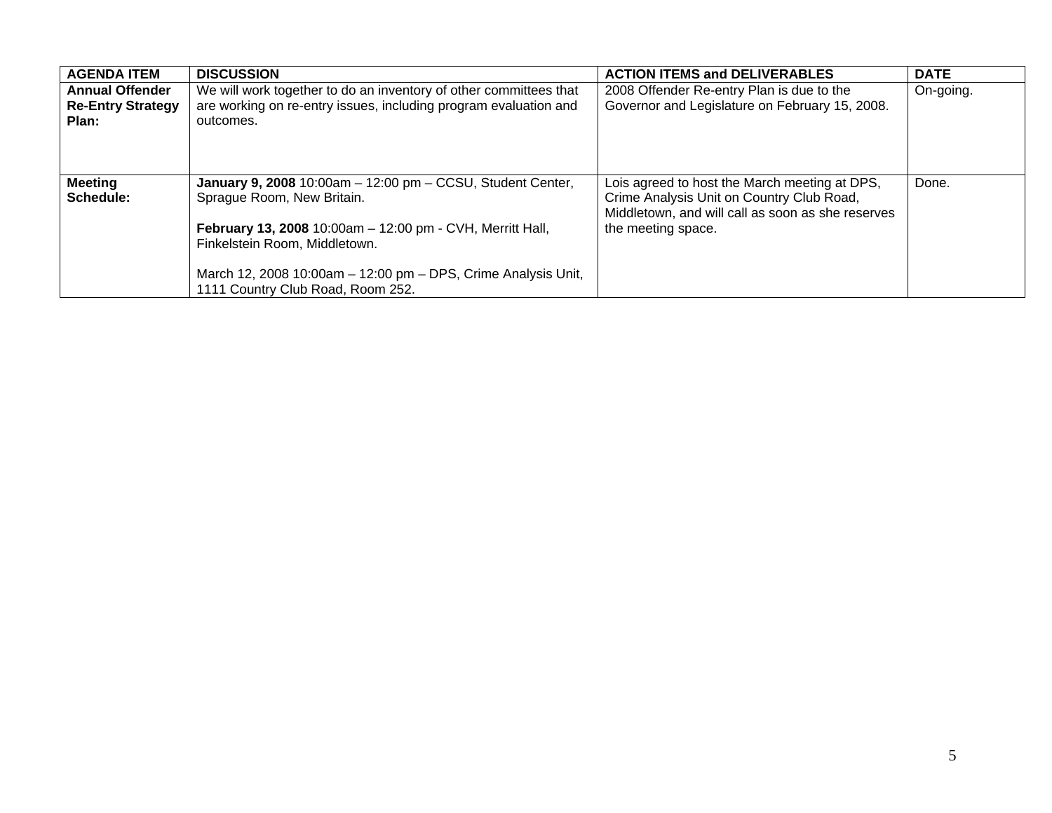| AGENDA ITEM | DISCUSSION | ACTION ITEMS and DELIVERABLES | DATE |
|---|---|---|---|
| **Annual Offender Re-Entry Strategy Plan:** | We will work together to do an inventory of other committees that are working on re-entry issues, including program evaluation and outcomes. | 2008 Offender Re-entry Plan is due to the Governor and Legislature on February 15, 2008. | On-going. |
| **Meeting Schedule:** | **January 9, 2008** 10:00am – 12:00 pm – CCSU, Student Center, Sprague Room, New Britain.<br><br>**February 13, 2008** 10:00am – 12:00 pm - CVH, Merritt Hall, Finkelstein Room, Middletown.<br><br>March 12, 2008 10:00am – 12:00 pm – DPS, Crime Analysis Unit, 1111 Country Club Road, Room 252. | Lois agreed to host the March meeting at DPS, Crime Analysis Unit on Country Club Road, Middletown, and will call as soon as she reserves the meeting space. | Done. |